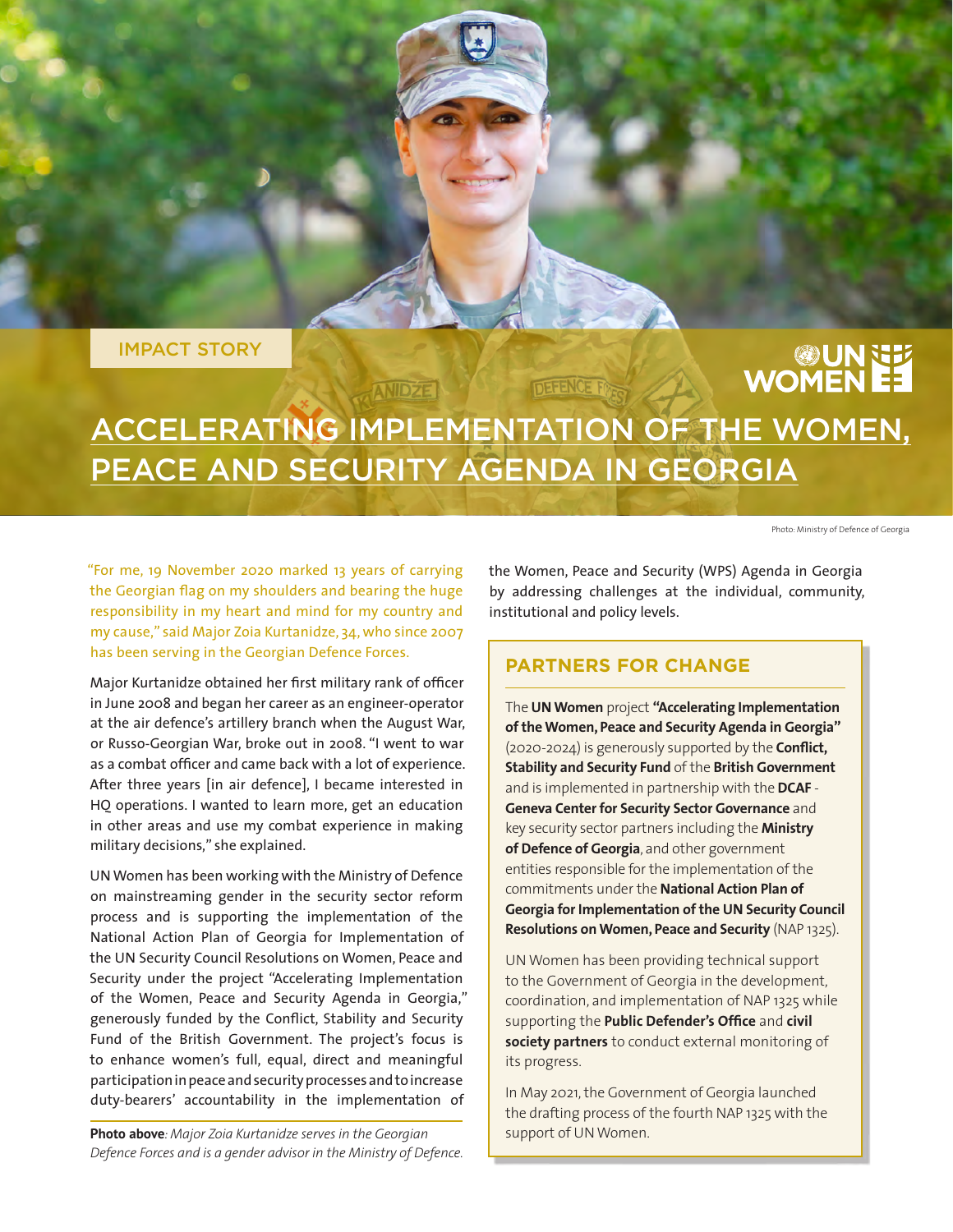IMPACT STORY

UN WOMEN

# ACCELERATING IMPLEMENTATION OF THE WOMEN, PEACE AND SECURITY AGENDA IN GEORGIA

Photo: Ministry of Defence of Georgia

"For me, 19 November 2020 marked 13 years of carrying the Georgian flag on my shoulders and bearing the huge responsibility in my heart and mind for my country and my cause," said Major Zoia Kurtanidze, 34, who since 2007 has been serving in the Georgian Defence Forces.

Major Kurtanidze obtained her first military rank of officer in June 2008 and began her career as an engineer-operator at the air defence's artillery branch when the August War, or Russo-Georgian War, broke out in 2008. "I went to war as a combat officer and came back with a lot of experience. After three years [in air defence], I became interested in HQ operations. I wanted to learn more, get an education in other areas and use my combat experience in making military decisions," she explained.

UN Women has been working with the Ministry of Defence on mainstreaming gender in the security sector reform process and is supporting the implementation of the National Action Plan of Georgia for Implementation of the UN Security Council Resolutions on Women, Peace and Security under the project "Accelerating Implementation of the Women, Peace and Security Agenda in Georgia," generously funded by the Conflict, Stability and Security Fund of the British Government. The project's focus is to enhance women's full, equal, direct and meaningful participation in peace and security processes and to increase duty-bearers' accountability in the implementation of the Women, Peace and Security (WPS) Agenda in Georgia by addressing challenges at the individual, community, institutional and policy levels.

**Photo above**: *Major Zoia Kurtanidze serves in the Georgian Defence Forces and is a gender advisor in the Ministry of Defence.*

## PARTNERS FOR CHANGE

The **UN Women** project **"Accelerating Implementation of the Women, Peace and Security Agenda in Georgia"** (2020-2024) is generously supported by the **Conflict, Stability and Security Fund** of the **British Government** and is implemented in partnership with the **DCAF - Geneva Center for Security Sector Governance** and key security sector partners including the **Ministry of Defence of Georgia**, and other government entities responsible for the implementation of the commitments under the **National Action Plan of Georgia for Implementation of the UN Security Council Resolutions on Women, Peace and Security** (NAP 1325).

UN Women has been providing technical support to the Government of Georgia in the development, coordination, and implementation of NAP 1325 while supporting the **Public Defender's Office** and **civil society partners** to conduct external monitoring of its progress.

In May 2021, the Government of Georgia launched the drafting process of the fourth NAP 1325 with the support of UN Women.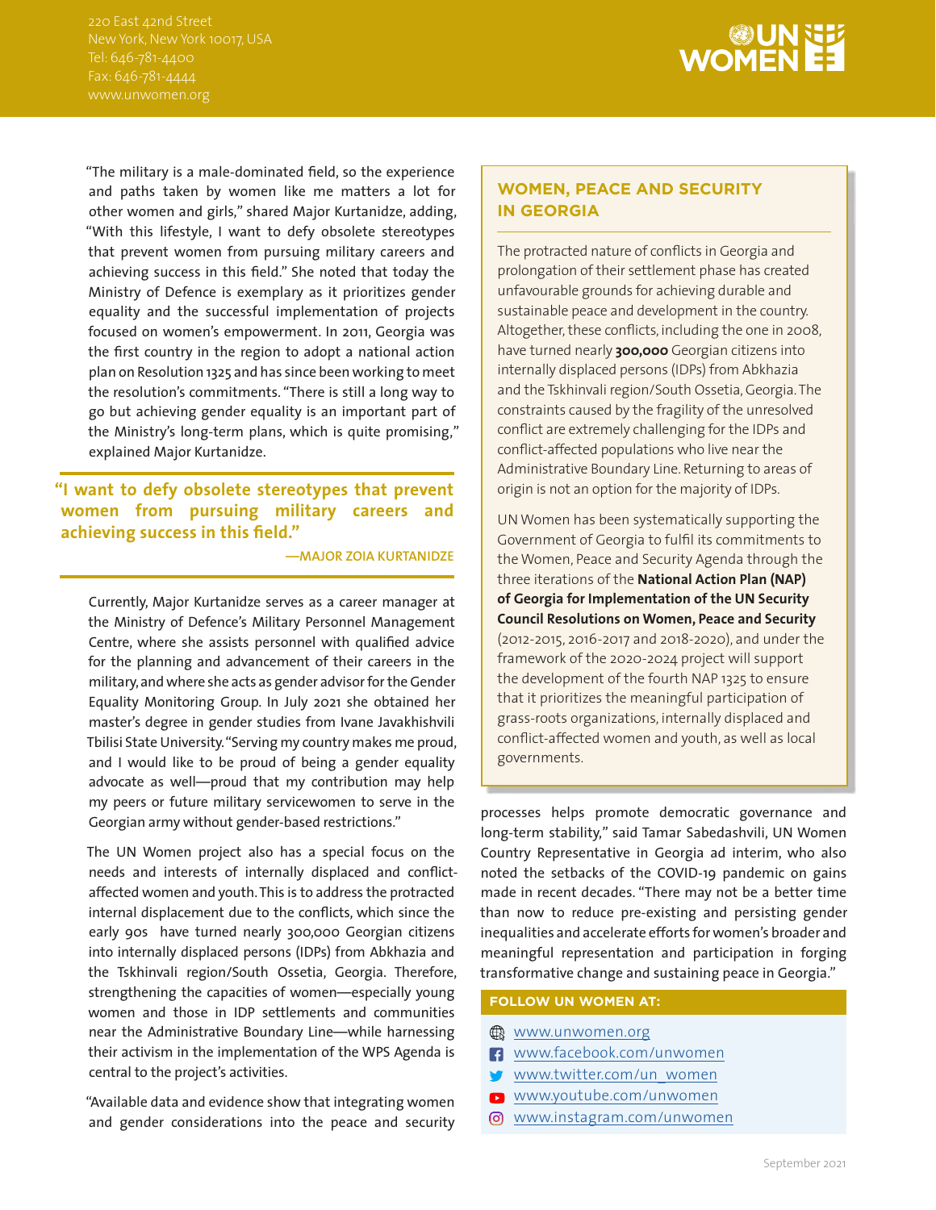"The military is a male-dominated field, so the experience and paths taken by women like me matters a lot for other women and girls," shared Major Kurtanidze, adding, "With this lifestyle, I want to defy obsolete stereotypes that prevent women from pursuing military careers and achieving success in this field." She noted that today the Ministry of Defence is exemplary as it prioritizes gender equality and the successful implementation of projects focused on women's empowerment. In 2011, Georgia was the first country in the region to adopt a national action plan on Resolution 1325 and has since been working to meet the resolution's commitments. "There is still a long way to go but achieving gender equality is an important part of the Ministry's long-term plans, which is quite promising," explained Major Kurtanidze.

> **"I want to defy obsolete stereotypes that prevent women from pursuing military careers and achieving success in this field."**
>
> —MAJOR ZOIA KURTANIDZE

Currently, Major Kurtanidze serves as a career manager at the Ministry of Defence's Military Personnel Management Centre, where she assists personnel with qualified advice for the planning and advancement of their careers in the military, and where she acts as gender advisor for the Gender Equality Monitoring Group. In July 2021 she obtained her master's degree in gender studies from Ivane Javakhishvili Tbilisi State University. "Serving my country makes me proud, and I would like to be proud of being a gender equality advocate as well—proud that my contribution may help my peers or future military servicewomen to serve in the Georgian army without gender-based restrictions."

The UN Women project also has a special focus on the needs and interests of internally displaced and conflict-affected women and youth. This is to address the protracted internal displacement due to the conflicts, which since the early 90s have turned nearly 300,000 Georgian citizens into internally displaced persons (IDPs) from Abkhazia and the Tskhinvali region/South Ossetia, Georgia. Therefore, strengthening the capacities of women—especially young women and those in IDP settlements and communities near the Administrative Boundary Line—while harnessing their activism in the implementation of the WPS Agenda is central to the project's activities.

"Available data and evidence show that integrating women and gender considerations into the peace and security processes helps promote democratic governance and long-term stability," said Tamar Sabedashvili, UN Women Country Representative in Georgia ad interim, who also noted the setbacks of the COVID-19 pandemic on gains made in recent decades. "There may not be a better time than now to reduce pre-existing and persisting gender inequalities and accelerate efforts for women's broader and meaningful representation and participation in forging transformative change and sustaining peace in Georgia."

## WOMEN, PEACE AND SECURITY IN GEORGIA

The protracted nature of conflicts in Georgia and prolongation of their settlement phase has created unfavourable grounds for achieving durable and sustainable peace and development in the country. Altogether, these conflicts, including the one in 2008, have turned nearly **300,000** Georgian citizens into internally displaced persons (IDPs) from Abkhazia and the Tskhinvali region/South Ossetia, Georgia. The constraints caused by the fragility of the unresolved conflict are extremely challenging for the IDPs and conflict-affected populations who live near the Administrative Boundary Line. Returning to areas of origin is not an option for the majority of IDPs.

UN Women has been systematically supporting the Government of Georgia to fulfil its commitments to the Women, Peace and Security Agenda through the three iterations of the **National Action Plan (NAP) of Georgia for Implementation of the UN Security Council Resolutions on Women, Peace and Security** (2012-2015, 2016-2017 and 2018-2020), and under the framework of the 2020-2024 project will support the development of the fourth NAP 1325 to ensure that it prioritizes the meaningful participation of grass-roots organizations, internally displaced and conflict-affected women and youth, as well as local governments.

**FOLLOW UN WOMEN AT:**

- www.unwomen.org
- www.facebook.com/unwomen
- www.twitter.com/un_women
- www.youtube.com/unwomen
- www.instagram.com/unwomen

September 2021